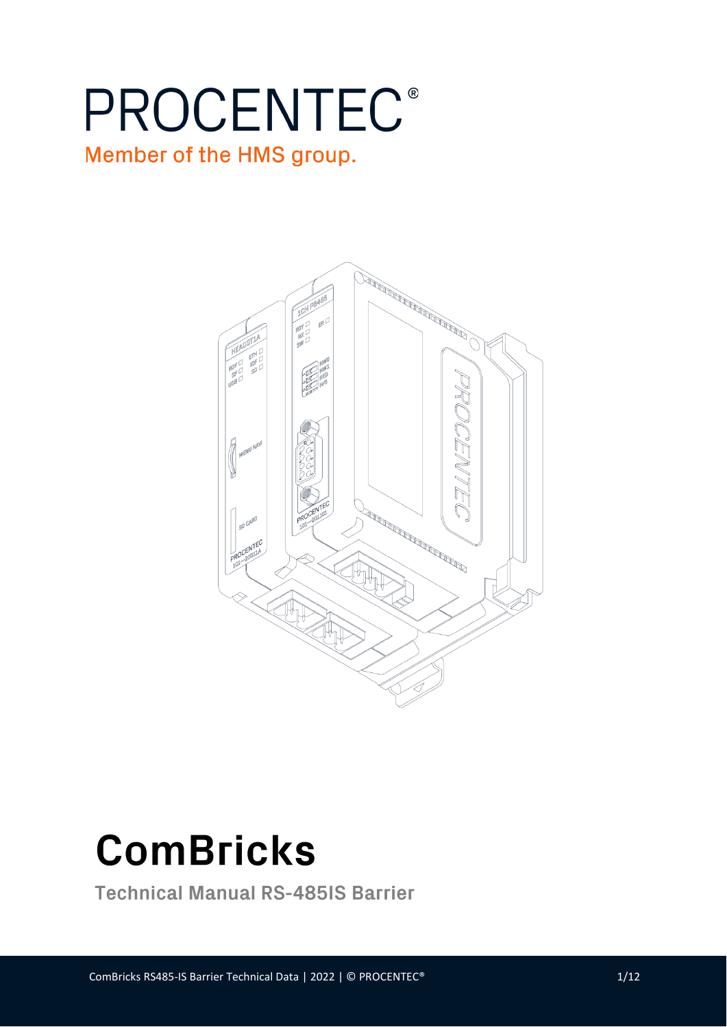PROCENTEC®

Member of the HMS group.

# ComBricks

## Technical Manual RS-485IS Barrier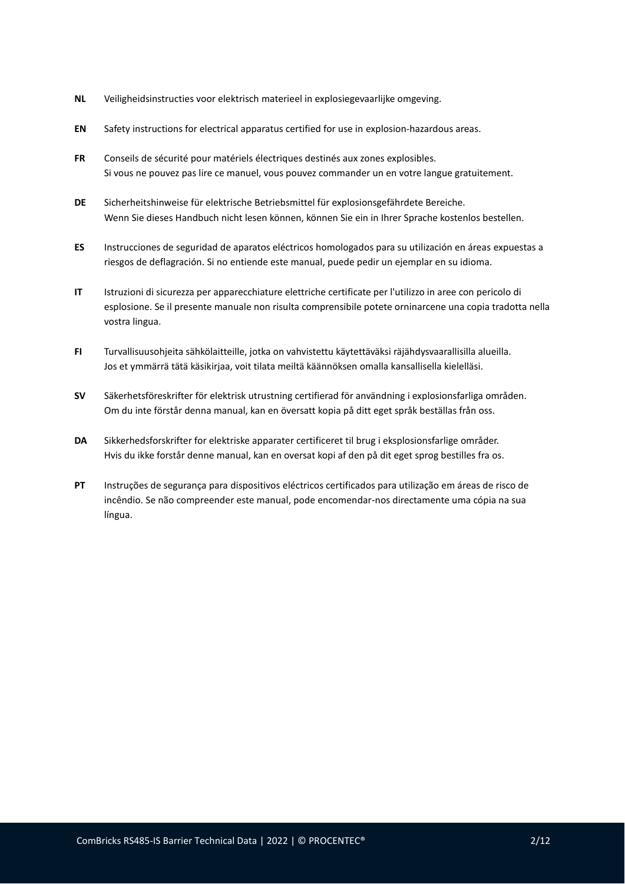**NL** Veiligheidsinstructies voor elektrisch materieel in explosiegevaarlijke omgeving.

**EN** Safety instructions for electrical apparatus certified for use in explosion-hazardous areas.

**FR** Conseils de sécurité pour matériels électriques destinés aux zones explosibles.
Si vous ne pouvez pas lire ce manuel, vous pouvez commander un en votre langue gratuitement.

**DE** Sicherheitshinweise für elektrische Betriebsmittel für explosionsgefährdete Bereiche.
Wenn Sie dieses Handbuch nicht lesen können, können Sie ein in Ihrer Sprache kostenlos bestellen.

**ES** Instrucciones de seguridad de aparatos eléctricos homologados para su utilización en áreas expuestas a riesgos de deflagración. Si no entiende este manual, puede pedir un ejemplar en su idioma.

**IT** Istruzioni di sicurezza per apparecchiature elettriche certificate per l'utilizzo in aree con pericolo di esplosione. Se il presente manuale non risulta comprensibile potete orninarcene una copia tradotta nella vostra lingua.

**FI** Turvallisuusohjeita sähkölaitteille, jotka on vahvistettu käytettäväksi räjähdysvaarallisilla alueilla.
Jos et ymmärrä tätä käsikirjaa, voit tilata meiltä käännöksen omalla kansallisella kielelläsi.

**SV** Säkerhetsföreskrifter för elektrisk utrustning certifierad för användning i explosionsfarliga områden.
Om du inte förstår denna manual, kan en översatt kopia på ditt eget språk beställas från oss.

**DA** Sikkerhedsforskrifter for elektriske apparater certificeret til brug i eksplosionsfarlige områder.
Hvis du ikke forstår denne manual, kan en oversat kopi af den på dit eget sprog bestilles fra os.

**PT** Instruções de segurança para dispositivos eléctricos certificados para utilização em áreas de risco de incêndio. Se não compreender este manual, pode encomendar-nos directamente uma cópia na sua língua.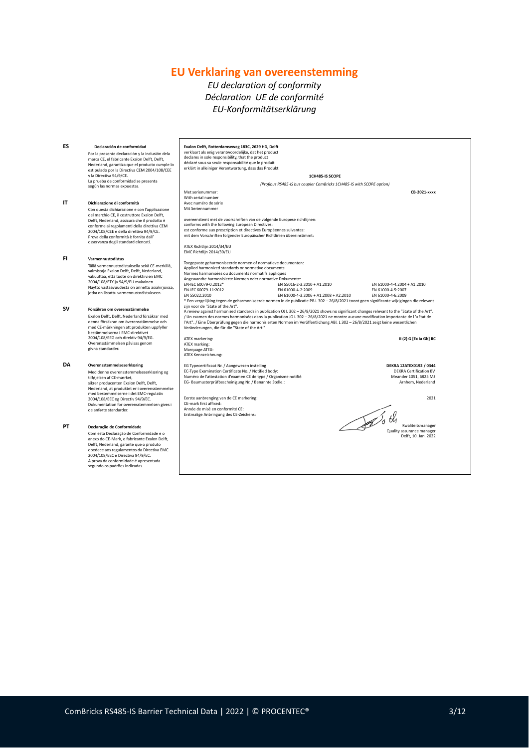# EU Verklaring van overeenstemming

*EU declaration of conformity*
*Déclaration UE de conformité*
*EU-Konformitätserklärung*

**ES** **Declaración de conformidad**
Por la presente declaración y la inclusión dela marca CE, el fabricante Exalon Delft, Delft, Nederland, garantiza que el producto cumple lo estipulado por la Directiva CEM 2004/108/CEE y la Directiva 94/9/CE.
La prueba de conformidad se presenta según las normas expuestas.

**IT** **Dichiarazione di conformità**
Con questa dichiarazione e con l'applicazione del marchio CE, il costruttore Exalon Delft, Delft, Nederland, assicura che il prodotto è conforme ai regolamenti della direttiva CEM 2004/108/CEE e della direttiva 94/9/CE.
Prova della conformità è fornita dall' osservanza degli standard elencati.

**FI** **Varmennustodistus**
Tällä varmennustodistuksella sekä CE-merkillä, valmistaja Exalon Delft, Delft, Nederland, vakuuttaa, että tuote on direktiivien EMC 2004/108/ETY ja 94/9/EU mukainen.
Näyttö vastaavuudesta on annettu asiakirjoissa, jotka on listattu varmennustodistukseen.

**SV** **Försäkran om överensstämmelse**
Exalon Delft, Delft, Nederland försäkrar med denna försäkran om överensstämmelse och med CE-märkningen att produkten uppfyller bestämmelserna i EMC-direktivet 2004/108/EEG och direktiv 94/9/EG.
Överensstämmelsen påvisas genom givna standarder.

**DA** **Overensstemmelseserklæring**
Med denne overensstemmelseserklæring og tilføjelsen af CE-mærket, sikrer producenten Exalon Delft, Delft, Nederland, at produktet er i overensstemmelse med bestemmelserne i det EMC-regulativ 2004/108/EEC og Directiv 94/9/EC.
Dokumentation for overensstemmelsen gives i de anførte standarder.

**PT** **Declaração de Conformidade**
Com esta Declaração de Conformidade e o anexo do CE-Mark, o fabricante Exalon Delft, Delft, Nederland, garante que o produto obedece aos regulamentos da Directiva EMC 2004/108/EEC e Directiva 94/9/EC.
A prova da conformidade é apresentada segundo os padrões indicadas.

---

**Exalon Delft, Rotterdamseweg 183C, 2629 HD, Delft**
verklaart als enig verantwoordelijke, dat het product
declares in sole responsibility, that the product
déclaré sous sa seule responsabilité que le produit
erklärt in alleiniger Verantwortung, dass das Produkt

**1CH485-IS SCOPE**

*(Profibus RS485-IS bus coupler ComBricks 1CH485-IS with SCOPE option)*

Met serienummer:
With serial number
Avec numéro de série
Mit Seriennummer
**CB-2021-xxxx**

overeenstemt met de voorschriften van de volgende Europese richtlijnen:
conforms with the following European Directives:
est conforme aux prescription et directives Européennes suivantes:
mit dem Vorschriften folgender Europäischer Richtlinien übereinstimmt:

ATEX Richtlijn 2014/34/EU
EMC Richtlijn 2014/30/EU

Toegepaste geharmoniseerde normen of normatieve documenten:
Applied harmonized standards or normative documents:
Normes harmonisées ou documents normatifs appliques
Angewandte harmonisierte Normen oder normative Dokumente:

| | | |
|---|---|---|
| EN-IEC 60079-0:2012* | EN 55016-2-3:2010 + A1:2010 | EN 61000-4-4:2004 + A1:2010 |
| EN-IEC 60079-11:2012 | EN 61000-4-2:2009 | EN 61000-4-5:2007 |
| EN 55022:2010 | EN 61000-4-3:2006 + A1:2008 + A2:2010 | EN 61000-4-6:2009 |

* Een vergelijking tegen de geharmoniseerde normen in de publicatie PB L 302 – 26/8/2021 toont geen significante wijzigingen die relevant zijn voor de "State of the Art".
A review against harmonized standards in publication OJ L 302 – 26/8/2021 shows no significant changes relevant to the "State of the Art".
/ Un examen des normes harmonisées dans la publication JO L 302 – 26/8/2021 ne montre aucune modification importante de l '«Etat de l'Art". / Eine Überprüfung gegen die harmonisierten Normen im Veröffentlichung ABl. L 302 – 26/8/2021 zeigt keine wesentlichen Veränderungen, die für die "State of the Art "

ATEX markering:
ATEX marking:
Marquage ATEX:
ATEX Kennzeichnung:
**II (2) G [Ex ia Gb] IIC**

EG Typecertificaat Nr. / Aangewezen instelling
EC-Type Examination Certificate No. / Notified body:
Numéro de l'attestation d'examen CE de type / Organisme notifié:
EG- Baumusterprüfbescheinigung Nr. / Benannte Stelle.:
**DEKRA 12ATEX0192 / 0344**
DEKRA Certification BV
Meander 1051, 6825 MJ
Arnhem, Nederland

Eerste aanbrenging van de CE markering:
CE-mark first affixed:
Année de misé en conformité CE:
Erstmalige Anbringung des CE-Zeichens:
2021

Kwaliteitsmanager
Quality assurance manager
Delft, 10. Jan. 2022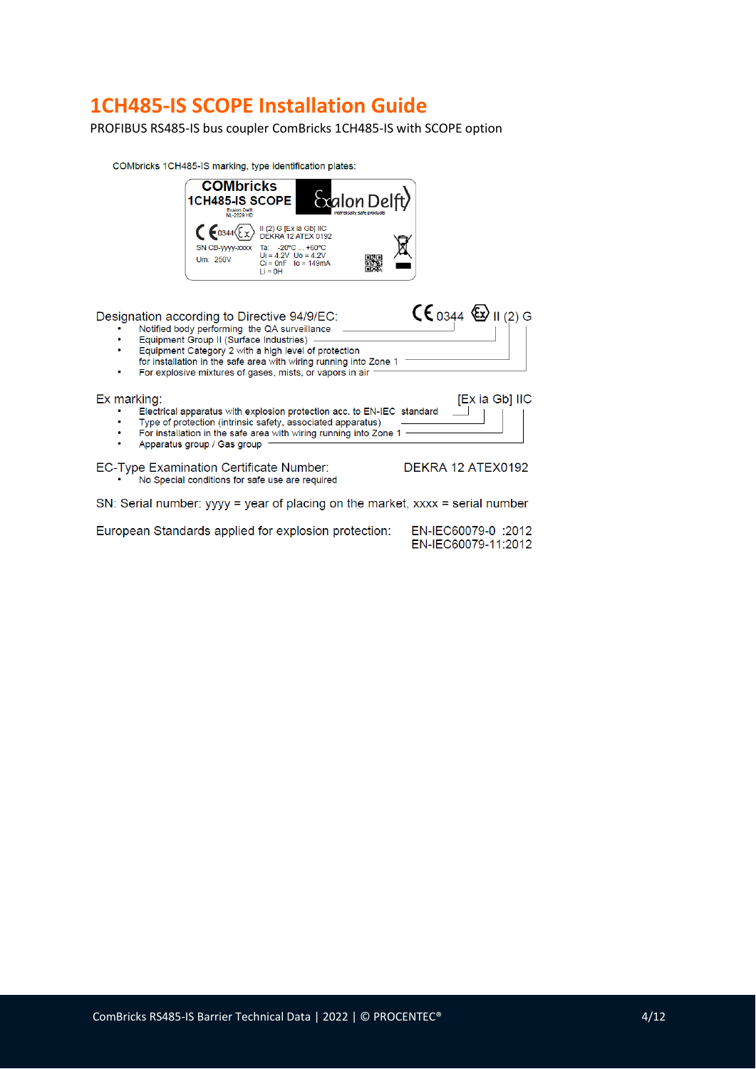# 1CH485-IS SCOPE Installation Guide

PROFIBUS RS485-IS bus coupler ComBricks 1CH485-IS with SCOPE option

COMbricks 1CH485-IS marking, type identification plates:

COMbricks
1CH485-IS SCOPE
Exalon Delft
NL-2628 HD
Exalon Delft
intrinsically safe products

CE 0344 Ex II (2) G [Ex ia Gb] IIC
DEKRA 12 ATEX 0192
SN CB-yyyy-xxxx Ta: -20°C ... +60°C
Um: 250V Ui = 4.2V Uo = 4.2V
Ci = 0nF Io = 149mA
Li = 0H

Designation according to Directive 94/9/EC: CE 0344 Ex II (2) G

- Notified body performing the QA surveillance
- Equipment Group II (Surface Industries)
- Equipment Category 2 with a high level of protection for installation in the safe area with wiring running into Zone 1
- For explosive mixtures of gases, mists, or vapors in air

Ex marking: [Ex ia Gb] IIC

- Electrical apparatus with explosion protection acc. to EN-IEC standard
- Type of protection (intrinsic safety, associated apparatus)
- For installation in the safe area with wiring running into Zone 1
- Apparatus group / Gas group

EC-Type Examination Certificate Number: DEKRA 12 ATEX0192

- No Special conditions for safe use are required

SN: Serial number: yyyy = year of placing on the market, xxxx = serial number

European Standards applied for explosion protection: EN-IEC60079-0 :2012
EN-IEC60079-11:2012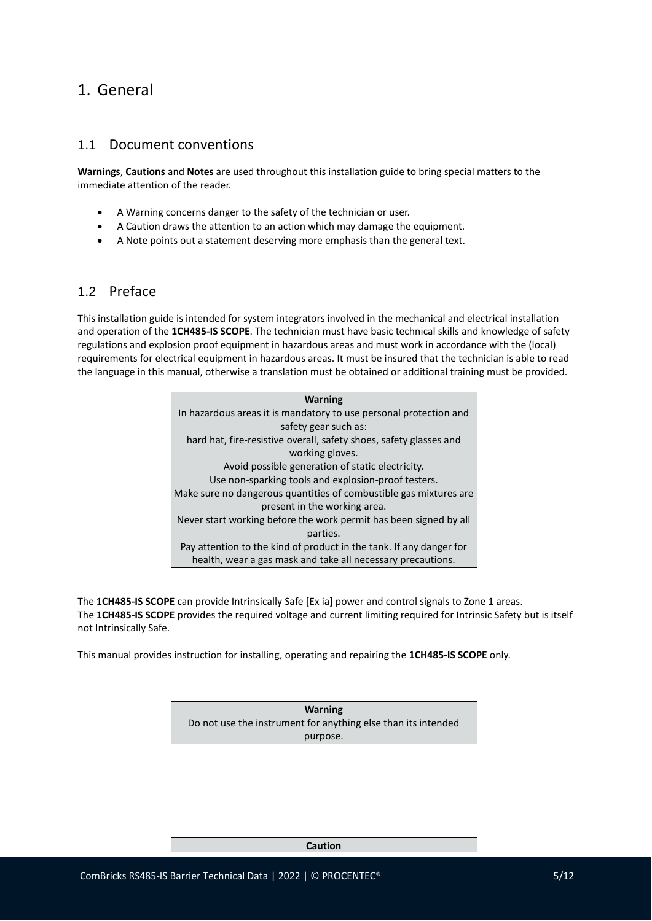# 1. General

## 1.1 Document conventions

**Warnings**, **Cautions** and **Notes** are used throughout this installation guide to bring special matters to the immediate attention of the reader.

- A Warning concerns danger to the safety of the technician or user.
- A Caution draws the attention to an action which may damage the equipment.
- A Note points out a statement deserving more emphasis than the general text.

## 1.2 Preface

This installation guide is intended for system integrators involved in the mechanical and electrical installation and operation of the **1CH485-IS SCOPE**. The technician must have basic technical skills and knowledge of safety regulations and explosion proof equipment in hazardous areas and must work in accordance with the (local) requirements for electrical equipment in hazardous areas. It must be insured that the technician is able to read the language in this manual, otherwise a translation must be obtained or additional training must be provided.

| **Warning** |
| --- |
| In hazardous areas it is mandatory to use personal protection and safety gear such as: hard hat, fire-resistive overall, safety shoes, safety glasses and working gloves. Avoid possible generation of static electricity. Use non-sparking tools and explosion-proof testers. Make sure no dangerous quantities of combustible gas mixtures are present in the working area. Never start working before the work permit has been signed by all parties. Pay attention to the kind of product in the tank. If any danger for health, wear a gas mask and take all necessary precautions. |

The **1CH485-IS SCOPE** can provide Intrinsically Safe [Ex ia] power and control signals to Zone 1 areas.
The **1CH485-IS SCOPE** provides the required voltage and current limiting required for Intrinsic Safety but is itself not Intrinsically Safe.

This manual provides instruction for installing, operating and repairing the **1CH485-IS SCOPE** only.

| **Warning** |
| --- |
| Do not use the instrument for anything else than its intended purpose. |

| **Caution** |
| --- |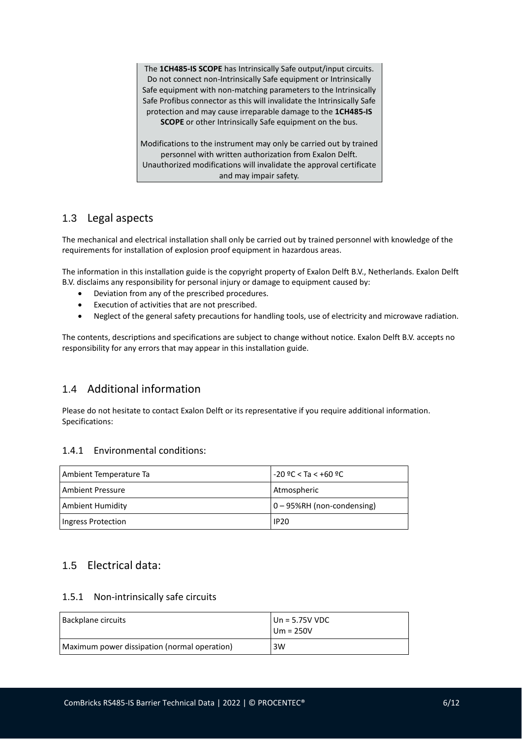The **1CH485-IS SCOPE** has Intrinsically Safe output/input circuits. Do not connect non-Intrinsically Safe equipment or Intrinsically Safe equipment with non-matching parameters to the Intrinsically Safe Profibus connector as this will invalidate the Intrinsically Safe protection and may cause irreparable damage to the **1CH485-IS SCOPE** or other Intrinsically Safe equipment on the bus.

Modifications to the instrument may only be carried out by trained personnel with written authorization from Exalon Delft. Unauthorized modifications will invalidate the approval certificate and may impair safety.

## 1.3 Legal aspects

The mechanical and electrical installation shall only be carried out by trained personnel with knowledge of the requirements for installation of explosion proof equipment in hazardous areas.

The information in this installation guide is the copyright property of Exalon Delft B.V., Netherlands. Exalon Delft B.V. disclaims any responsibility for personal injury or damage to equipment caused by:

- Deviation from any of the prescribed procedures.
- Execution of activities that are not prescribed.
- Neglect of the general safety precautions for handling tools, use of electricity and microwave radiation.

The contents, descriptions and specifications are subject to change without notice. Exalon Delft B.V. accepts no responsibility for any errors that may appear in this installation guide.

## 1.4 Additional information

Please do not hesitate to contact Exalon Delft or its representative if you require additional information.
Specifications:

### 1.4.1 Environmental conditions:

| Ambient Temperature Ta | -20 ºC < Ta < +60 ºC |
|---|---|
| Ambient Pressure | Atmospheric |
| Ambient Humidity | 0 – 95%RH (non-condensing) |
| Ingress Protection | IP20 |

## 1.5 Electrical data:

### 1.5.1 Non-intrinsically safe circuits

| Backplane circuits | Un = 5.75V VDC<br>Um = 250V |
|---|---|
| Maximum power dissipation (normal operation) | 3W |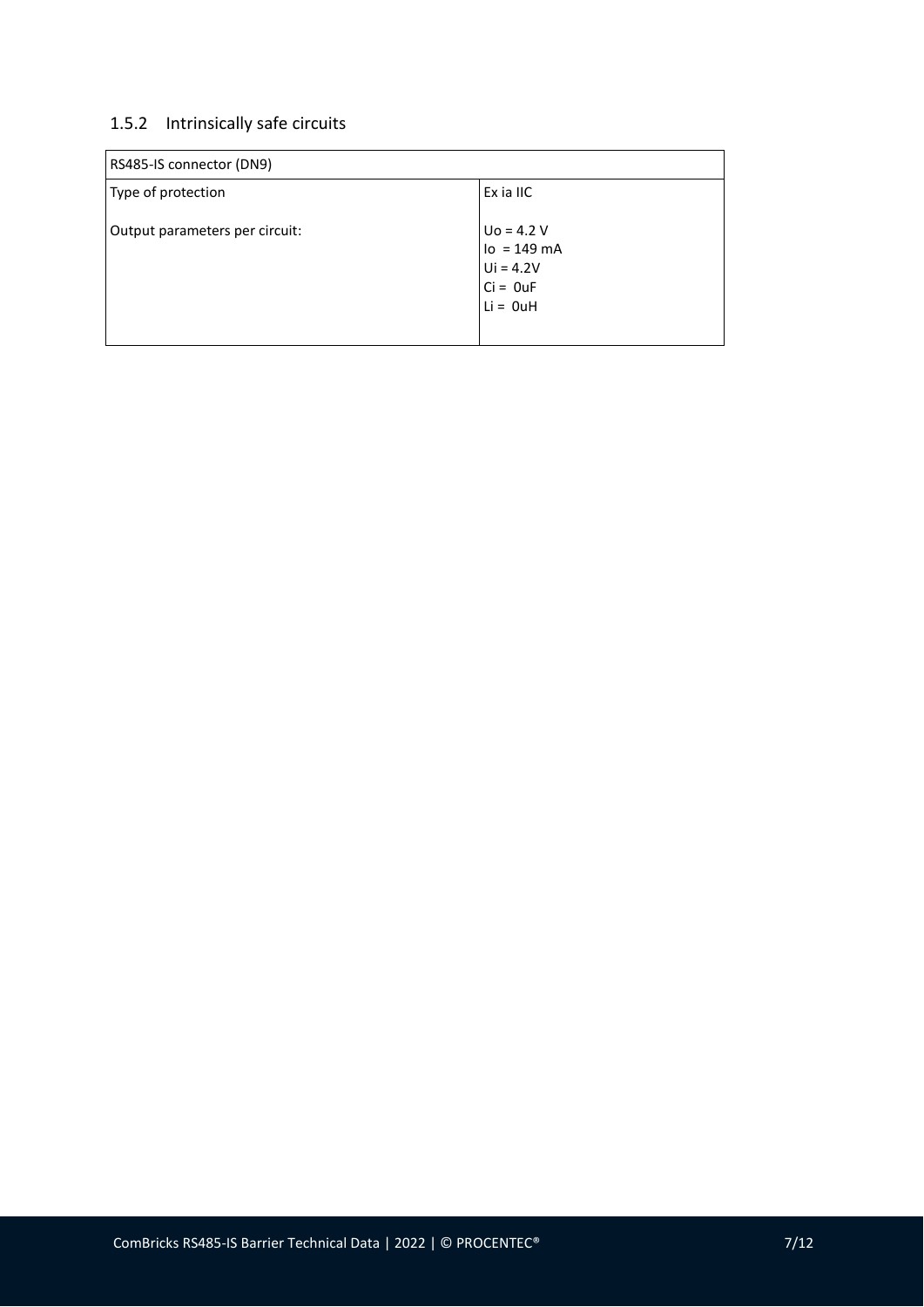### 1.5.2 Intrinsically safe circuits

| RS485-IS connector (DN9) | |
|---|---|
| Type of protection | Ex ia IIC |
| Output parameters per circuit: | $U_o$ = 4.2 V<br>$I_o$ = 149 mA<br>$U_i$ = 4.2V<br>$C_i$ = 0uF<br>$L_i$ = 0uH |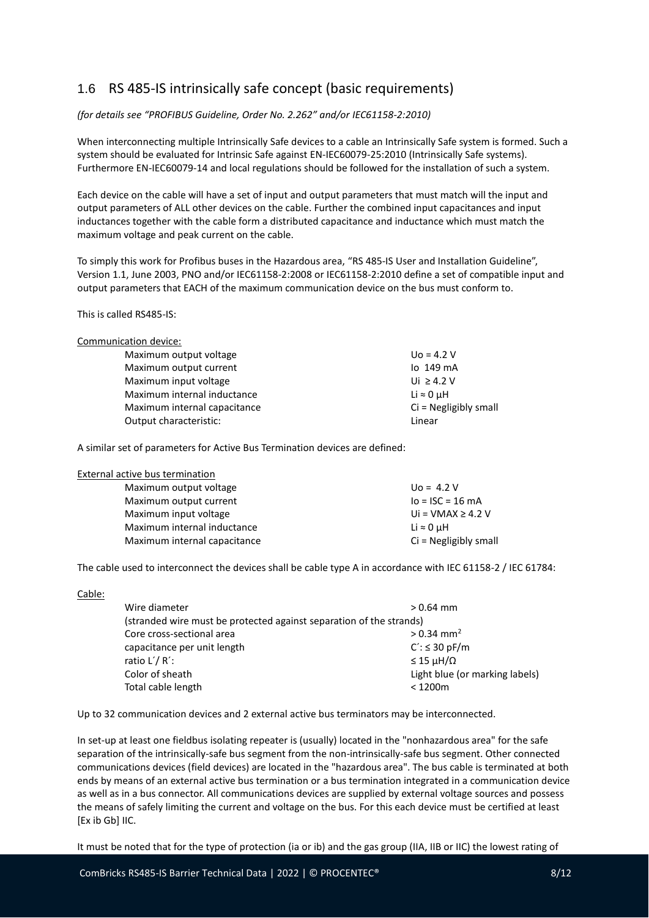## 1.6 RS 485-IS intrinsically safe concept (basic requirements)

*(for details see "PROFIBUS Guideline, Order No. 2.262" and/or IEC61158-2:2010)*

When interconnecting multiple Intrinsically Safe devices to a cable an Intrinsically Safe system is formed. Such a system should be evaluated for Intrinsic Safe against EN-IEC60079-25:2010 (Intrinsically Safe systems). Furthermore EN-IEC60079-14 and local regulations should be followed for the installation of such a system.

Each device on the cable will have a set of input and output parameters that must match will the input and output parameters of ALL other devices on the cable. Further the combined input capacitances and input inductances together with the cable form a distributed capacitance and inductance which must match the maximum voltage and peak current on the cable.

To simply this work for Profibus buses in the Hazardous area, "RS 485-IS User and Installation Guideline", Version 1.1, June 2003, PNO and/or IEC61158-2:2008 or IEC61158-2:2010 define a set of compatible input and output parameters that EACH of the maximum communication device on the bus must conform to.

This is called RS485-IS:

Communication device:

| | |
|---|---|
| Maximum output voltage | $U_o$ = 4.2 V |
| Maximum output current | $I_o$ 149 mA |
| Maximum input voltage | $U_i$ ≥ 4.2 V |
| Maximum internal inductance | $L_i$ ≈ 0 µH |
| Maximum internal capacitance | $C_i$ = Negligibly small |
| Output characteristic: | Linear |

A similar set of parameters for Active Bus Termination devices are defined:

External active bus termination

| | |
|---|---|
| Maximum output voltage | $U_o$ = 4.2 V |
| Maximum output current | $I_o$ = ISC = 16 mA |
| Maximum input voltage | $U_i$ = VMAX ≥ 4.2 V |
| Maximum internal inductance | $L_i$ ≈ 0 µH |
| Maximum internal capacitance | $C_i$ = Negligibly small |

The cable used to interconnect the devices shall be cable type A in accordance with IEC 61158-2 / IEC 61784:

Cable:

| | |
|---|---|
| Wire diameter | > 0.64 mm |
| (stranded wire must be protected against separation of the strands) | |
| Core cross-sectional area | > 0.34 mm² |
| capacitance per unit length | C´: ≤ 30 pF/m |
| ratio L´/ R´: | ≤ 15 µH/Ω |
| Color of sheath | Light blue (or marking labels) |
| Total cable length | < 1200m |

Up to 32 communication devices and 2 external active bus terminators may be interconnected.

In set-up at least one fieldbus isolating repeater is (usually) located in the "nonhazardous area" for the safe separation of the intrinsically-safe bus segment from the non-intrinsically-safe bus segment. Other connected communications devices (field devices) are located in the "hazardous area". The bus cable is terminated at both ends by means of an external active bus termination or a bus termination integrated in a communication device as well as in a bus connector. All communications devices are supplied by external voltage sources and possess the means of safely limiting the current and voltage on the bus. For this each device must be certified at least [Ex ib Gb] IIC.

It must be noted that for the type of protection (ia or ib) and the gas group (IIA, IIB or IIC) the lowest rating of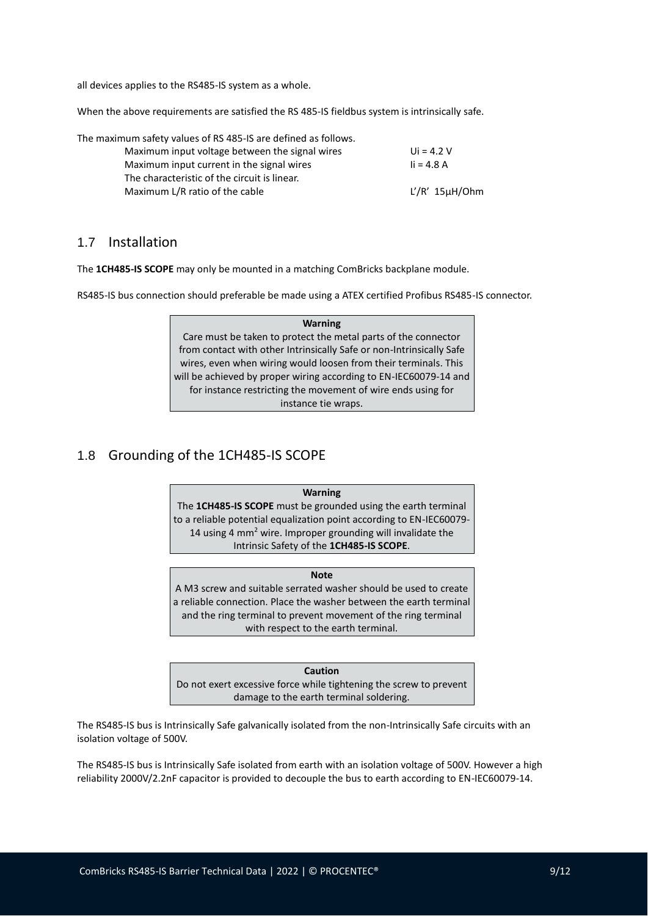all devices applies to the RS485-IS system as a whole.

When the above requirements are satisfied the RS 485-IS fieldbus system is intrinsically safe.

The maximum safety values of RS 485-IS are defined as follows.

| | |
|---|---|
| Maximum input voltage between the signal wires | Ui = 4.2 V |
| Maximum input current in the signal wires | Ii = 4.8 A |
| The characteristic of the circuit is linear. | |
| Maximum L/R ratio of the cable | L'/R' 15µH/Ohm |

## 1.7 Installation

The **1CH485-IS SCOPE** may only be mounted in a matching ComBricks backplane module.

RS485-IS bus connection should preferable be made using a ATEX certified Profibus RS485-IS connector.

> **Warning**
>
> Care must be taken to protect the metal parts of the connector from contact with other Intrinsically Safe or non-Intrinsically Safe wires, even when wiring would loosen from their terminals. This will be achieved by proper wiring according to EN-IEC60079-14 and for instance restricting the movement of wire ends using for instance tie wraps.

## 1.8 Grounding of the 1CH485-IS SCOPE

> **Warning**
>
> The **1CH485-IS SCOPE** must be grounded using the earth terminal to a reliable potential equalization point according to EN-IEC60079-14 using 4 mm$^2$ wire. Improper grounding will invalidate the Intrinsic Safety of the **1CH485-IS SCOPE**.

> **Note**
>
> A M3 screw and suitable serrated washer should be used to create a reliable connection. Place the washer between the earth terminal and the ring terminal to prevent movement of the ring terminal with respect to the earth terminal.

> **Caution**
>
> Do not exert excessive force while tightening the screw to prevent damage to the earth terminal soldering.

The RS485-IS bus is Intrinsically Safe galvanically isolated from the non-Intrinsically Safe circuits with an isolation voltage of 500V.

The RS485-IS bus is Intrinsically Safe isolated from earth with an isolation voltage of 500V. However a high reliability 2000V/2.2nF capacitor is provided to decouple the bus to earth according to EN-IEC60079-14.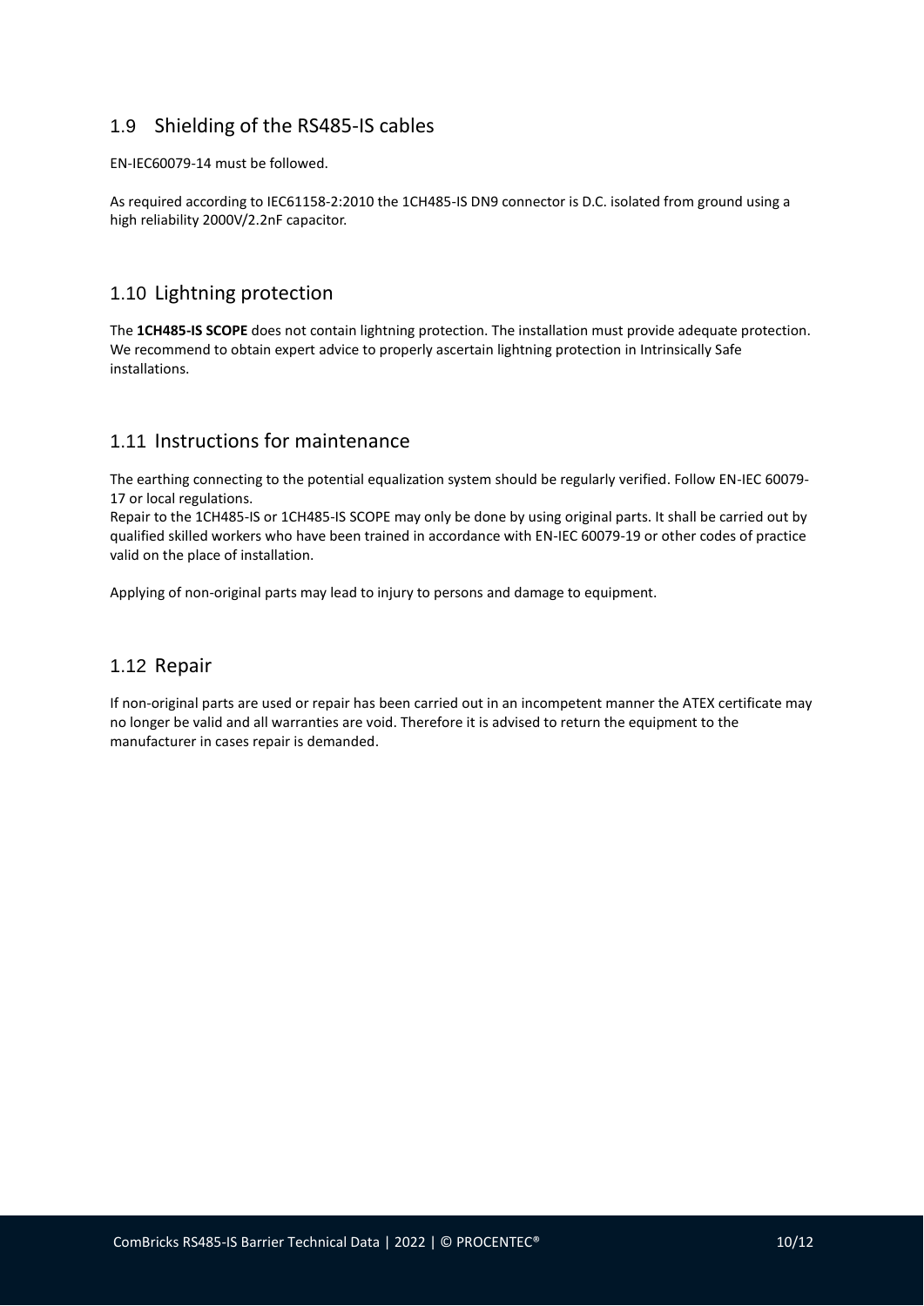## 1.9 Shielding of the RS485-IS cables

EN-IEC60079-14 must be followed.

As required according to IEC61158-2:2010 the 1CH485-IS DN9 connector is D.C. isolated from ground using a high reliability 2000V/2.2nF capacitor.

## 1.10 Lightning protection

The **1CH485-IS SCOPE** does not contain lightning protection. The installation must provide adequate protection. We recommend to obtain expert advice to properly ascertain lightning protection in Intrinsically Safe installations.

## 1.11 Instructions for maintenance

The earthing connecting to the potential equalization system should be regularly verified. Follow EN-IEC 60079-17 or local regulations.
Repair to the 1CH485-IS or 1CH485-IS SCOPE may only be done by using original parts. It shall be carried out by qualified skilled workers who have been trained in accordance with EN-IEC 60079-19 or other codes of practice valid on the place of installation.

Applying of non-original parts may lead to injury to persons and damage to equipment.

## 1.12 Repair

If non-original parts are used or repair has been carried out in an incompetent manner the ATEX certificate may no longer be valid and all warranties are void. Therefore it is advised to return the equipment to the manufacturer in cases repair is demanded.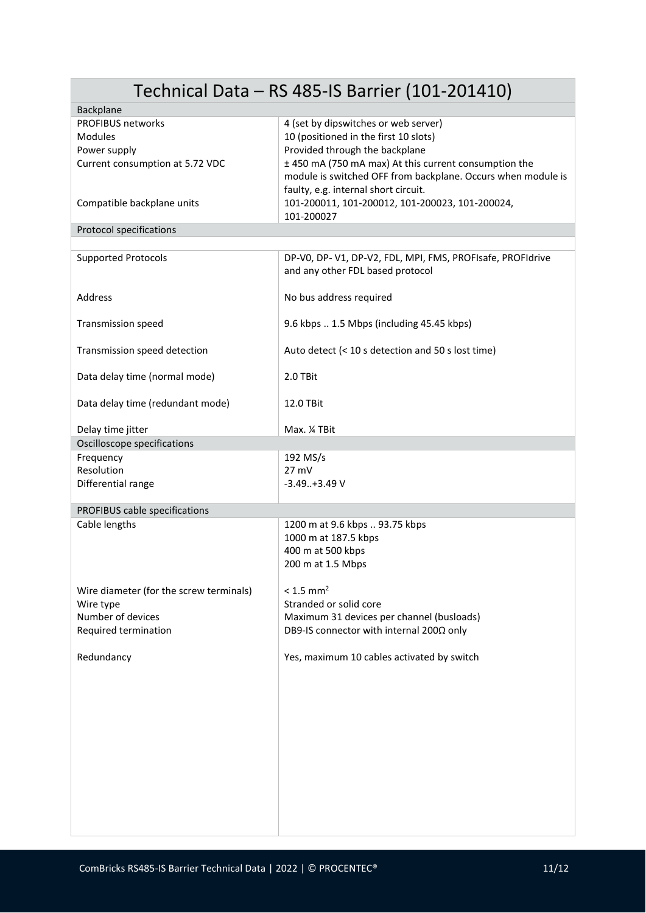# Technical Data – RS 485-IS Barrier (101-201410)

| Backplane | |
|---|---|
| PROFIBUS networks | 4 (set by dipswitches or web server) |
| Modules | 10 (positioned in the first 10 slots) |
| Power supply | Provided through the backplane |
| Current consumption at 5.72 VDC | ± 450 mA (750 mA max) At this current consumption the module is switched OFF from backplane. Occurs when module is faulty, e.g. internal short circuit. |
| Compatible backplane units | 101-200011, 101-200012, 101-200023, 101-200024, 101-200027 |
| **Protocol specifications** | |
| Supported Protocols | DP-V0, DP- V1, DP-V2, FDL, MPI, FMS, PROFIsafe, PROFIdrive and any other FDL based protocol |
| Address | No bus address required |
| Transmission speed | 9.6 kbps .. 1.5 Mbps (including 45.45 kbps) |
| Transmission speed detection | Auto detect (< 10 s detection and 50 s lost time) |
| Data delay time (normal mode) | 2.0 TBit |
| Data delay time (redundant mode) | 12.0 TBit |
| Delay time jitter | Max. ¼ TBit |
| **Oscilloscope specifications** | |
| Frequency | 192 MS/s |
| Resolution | 27 mV |
| Differential range | -3.49..+3.49 V |
| **PROFIBUS cable specifications** | |
| Cable lengths | 1200 m at 9.6 kbps .. 93.75 kbps<br>1000 m at 187.5 kbps<br>400 m at 500 kbps<br>200 m at 1.5 Mbps |
| Wire diameter (for the screw terminals) | < 1.5 mm² |
| Wire type | Stranded or solid core |
| Number of devices | Maximum 31 devices per channel (busloads) |
| Required termination | DB9-IS connector with internal 200Ω only |
| Redundancy | Yes, maximum 10 cables activated by switch |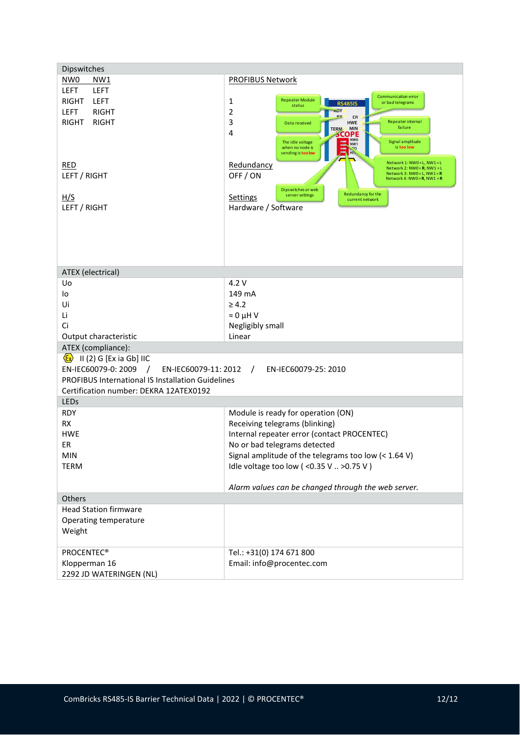| Dipswitches | |
|---|---|
| NW0 NW1 | PROFIBUS Network |
| LEFT LEFT | 1 |
| RIGHT LEFT | 2 |
| LEFT RIGHT | 3 |
| RIGHT RIGHT | 4 |
| RED | Redundancy |
| LEFT / RIGHT | OFF / ON |
| H/S | Settings |
| LEFT / RIGHT | Hardware / Software |

Repeater Module status
Communication error or bad telegrams
RS485IS
RDY
RX
ER
HWE
MIN
TERM
SCOPE
NW0
NW1
RED
H/S
Data received
Repeater internal failure
The idle voltage when no node is sending is too low
Signal amplitude is too low
Network 1: NW0 = L, NW1 = L
Network 2: NW0 = R, NW1 = L
Network 3: NW0 = L, NW1 = R
Network 4: NW0 = R, NW1 = R
Dipswitches or web server settings
Redundancy for the current network

| ATEX (electrical) | |
|---|---|
| Uo | 4.2 V |
| Io | 149 mA |
| Ui | ≥ 4.2 |
| Li | ≈ 0 µH V |
| Ci | Negligibly small |
| Output characteristic | Linear |

**ATEX (compliance):**

Ex II (2) G [Ex ia Gb] IIC

EN-IEC60079-0: 2009 / EN-IEC60079-11: 2012 / EN-IEC60079-25: 2010

PROFIBUS International IS Installation Guidelines

Certification number: DEKRA 12ATEX0192

| LEDs | |
|---|---|
| RDY | Module is ready for operation (ON) |
| RX | Receiving telegrams (blinking) |
| HWE | Internal repeater error (contact PROCENTEC) |
| ER | No or bad telegrams detected |
| MIN | Signal amplitude of the telegrams too low (< 1.64 V) |
| TERM | Idle voltage too low ( <0.35 V .. >0.75 V ) |
| | *Alarm values can be changed through the web server.* |

| Others | |
|---|---|
| Head Station firmware | |
| Operating temperature | |
| Weight | |

| | |
|---|---|
| PROCENTEC®<br>Klopperman 16<br>2292 JD WATERINGEN (NL) | Tel.: +31(0) 174 671 800<br>Email: info@procentec.com |